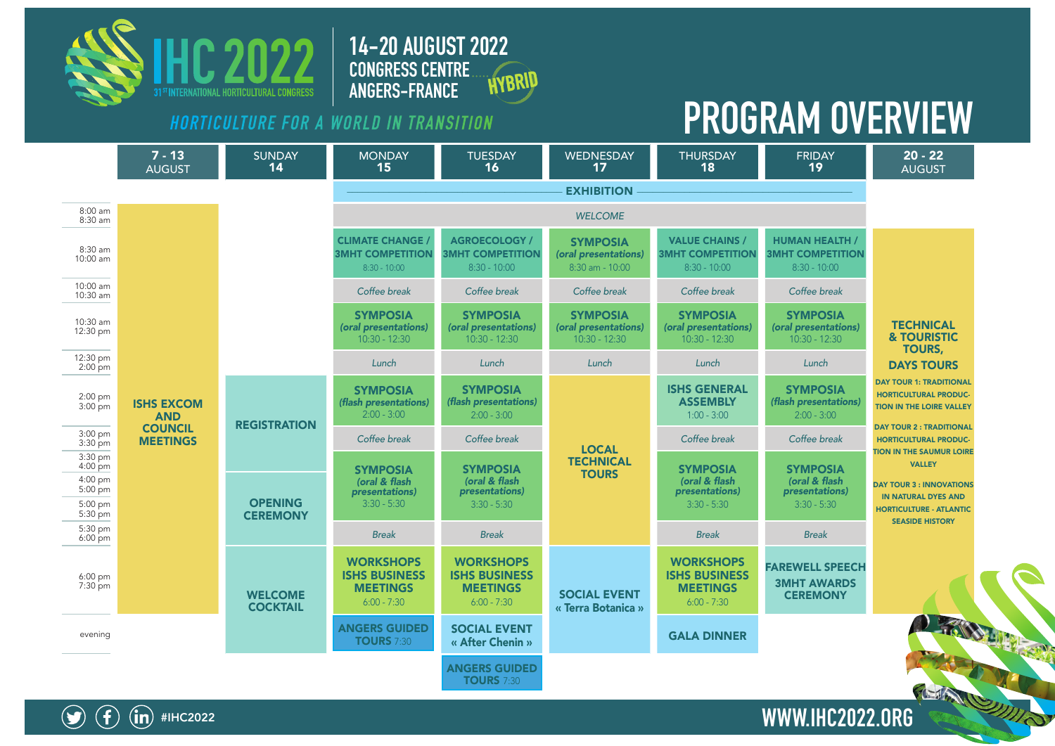# IHC 2022

31ST INTERNATIONAL HORTICULTURAL CONGRESS

**14-20 AUGUST 2022**
**CONGRESS CENTRE ANGERS-FRANCE**
**HYBRID**

*HORTICULTURE FOR A WORLD IN TRANSITION*

# PROGRAM OVERVIEW

| Time | 7 - 13 AUGUST | SUNDAY 14 | MONDAY 15 | TUESDAY 16 | WEDNESDAY 17 | THURSDAY 18 | FRIDAY 19 | 20 - 22 AUGUST |
|---|---|---|---|---|---|---|---|---|
| | | | EXHIBITION | EXHIBITION | EXHIBITION | EXHIBITION | EXHIBITION | |
| 8:00 am - 8:30 am | ISHS EXCOM AND COUNCIL MEETINGS | | *WELCOME* | *WELCOME* | *WELCOME* | *WELCOME* | *WELCOME* | |
| 8:30 am - 10:00 am | ISHS EXCOM AND COUNCIL MEETINGS | | CLIMATE CHANGE / 3MHT COMPETITION 8:30 - 10:00 | AGROECOLOGY / 3MHT COMPETITION 8:30 - 10:00 | SYMPOSIA (*oral presentations*) 8:30 am - 10:00 | VALUE CHAINS / 3MHT COMPETITION 8:30 - 10:00 | HUMAN HEALTH / 3MHT COMPETITION 8:30 - 10:00 | TECHNICAL & TOURISTIC TOURS, DAYS TOURS |
| 10:00 am - 10:30 am | ISHS EXCOM AND COUNCIL MEETINGS | | *Coffee break* | *Coffee break* | *Coffee break* | *Coffee break* | *Coffee break* | TECHNICAL & TOURISTIC TOURS, DAYS TOURS |
| 10:30 am - 12:30 pm | ISHS EXCOM AND COUNCIL MEETINGS | | SYMPOSIA (*oral presentations*) 10:30 - 12:30 | SYMPOSIA (*oral presentations*) 10:30 - 12:30 | SYMPOSIA (*oral presentations*) 10:30 - 12:30 | SYMPOSIA (*oral presentations*) 10:30 - 12:30 | SYMPOSIA (*oral presentations*) 10:30 - 12:30 | TECHNICAL & TOURISTIC TOURS, DAYS TOURS |
| 12:30 pm - 2:00 pm | ISHS EXCOM AND COUNCIL MEETINGS | | *Lunch* | *Lunch* | *Lunch* | *Lunch* | *Lunch* | DAY TOUR 1: TRADITIONAL HORTICULTURAL PRODUCTION IN THE LOIRE VALLEY |
| 2:00 pm - 3:00 pm | ISHS EXCOM AND COUNCIL MEETINGS | REGISTRATION | SYMPOSIA (*flash presentations*) 2:00 - 3:00 | SYMPOSIA (*flash presentations*) 2:00 - 3:00 | LOCAL TECHNICAL TOURS | ISHS GENERAL ASSEMBLY 1:00 - 3:00 | SYMPOSIA (*flash presentations*) 2:00 - 3:00 | DAY TOUR 1: TRADITIONAL HORTICULTURAL PRODUCTION IN THE LOIRE VALLEY |
| 3:00 pm - 3:30 pm | ISHS EXCOM AND COUNCIL MEETINGS | REGISTRATION | *Coffee break* | *Coffee break* | LOCAL TECHNICAL TOURS | *Coffee break* | *Coffee break* | DAY TOUR 2 : TRADITIONAL HORTICULTURAL PRODUCTION IN THE SAUMUR LOIRE VALLEY |
| 3:30 pm - 5:30 pm | ISHS EXCOM AND COUNCIL MEETINGS | OPENING CEREMONY | SYMPOSIA (*oral & flash presentations*) 3:30 - 5:30 | SYMPOSIA (*oral & flash presentations*) 3:30 - 5:30 | LOCAL TECHNICAL TOURS | SYMPOSIA (*oral & flash presentations*) 3:30 - 5:30 | SYMPOSIA (*oral & flash presentations*) 3:30 - 5:30 | DAY TOUR 3 : INNOVATIONS IN NATURAL DYES AND HORTICULTURE - ATLANTIC SEASIDE HISTORY |
| 5:30 pm - 6:00 pm | ISHS EXCOM AND COUNCIL MEETINGS | OPENING CEREMONY | *Break* | *Break* | LOCAL TECHNICAL TOURS | *Break* | *Break* | TECHNICAL & TOURISTIC TOURS, DAYS TOURS |
| 6:00 pm - 7:30 pm | ISHS EXCOM AND COUNCIL MEETINGS | WELCOME COCKTAIL | WORKSHOPS ISHS BUSINESS MEETINGS 6:00 - 7:30 | WORKSHOPS ISHS BUSINESS MEETINGS 6:00 - 7:30 | SOCIAL EVENT « Terra Botanica » | WORKSHOPS ISHS BUSINESS MEETINGS 6:00 - 7:30 | FAREWELL SPEECH 3MHT AWARDS CEREMONY | TECHNICAL & TOURISTIC TOURS, DAYS TOURS |
| evening | | WELCOME COCKTAIL | ANGERS GUIDED TOURS 7:30 | SOCIAL EVENT « After Chenin »; ANGERS GUIDED TOURS 7:30 | SOCIAL EVENT « Terra Botanica » | GALA DINNER | | |

#IHC2022

WWW.IHC2022.ORG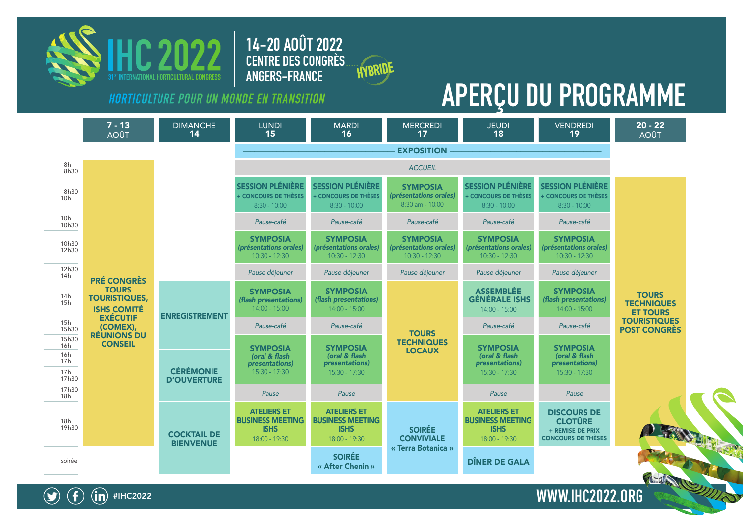# IHC 2022

31st INTERNATIONAL HORTICULTURAL CONGRESS

*HORTICULTURE POUR UN MONDE EN TRANSITION*

**14-20 AOÛT 2022**
**CENTRE DES CONGRÈS**
**ANGERS-FRANCE**
HYBRIDE

# APERÇU DU PROGRAMME

| | 7 - 13 AOÛT | DIMANCHE 14 | LUNDI 15 | MARDI 16 | MERCREDI 17 | JEUDI 18 | VENDREDI 19 | 20 - 22 AOÛT |
|---|---|---|---|---|---|---|---|---|
| | | | EXPOSITION | | | | | |
| 8h - 8h30 | PRÉ CONGRÈS TOURS TOURISTIQUES, ISHS COMITÉ EXÉCUTIF (COMEX), RÉUNIONS DU CONSEIL | | *ACCUEIL* | | | | | |
| 8h30 - 10h | | | **SESSION PLÉNIÈRE** + CONCOURS DE THÈSES 8:30 - 10:00 | **SESSION PLÉNIÈRE** + CONCOURS DE THÈSES 8:30 - 10:00 | **SYMPOSIA** *(présentations orales)* 8:30 am - 10:00 | **SESSION PLÉNIÈRE** + CONCOURS DE THÈSES 8:30 - 10:00 | **SESSION PLÉNIÈRE** + CONCOURS DE THÈSES 8:30 - 10:00 | TOURS TECHNIQUES ET TOURS TOURISTIQUES POST CONGRÈS |
| 10h - 10h30 | | | *Pause-café* | *Pause-café* | *Pause-café* | *Pause-café* | *Pause-café* | |
| 10h30 - 12h30 | | | **SYMPOSIA** *(présentations orales)* 10:30 - 12:30 | **SYMPOSIA** *(présentations orales)* 10:30 - 12:30 | **SYMPOSIA** *(présentations orales)* 10:30 - 12:30 | **SYMPOSIA** *(présentations orales)* 10:30 - 12:30 | **SYMPOSIA** *(présentations orales)* 10:30 - 12:30 | |
| 12h30 - 14h | | | *Pause déjeuner* | *Pause déjeuner* | *Pause déjeuner* | *Pause déjeuner* | *Pause déjeuner* | |
| 14h - 15h | | ENREGISTREMENT | **SYMPOSIA** *(flash presentations)* 14:00 - 15:00 | **SYMPOSIA** *(flash presentations)* 14:00 - 15:00 | TOURS TECHNIQUES LOCAUX | **ASSEMBLÉE GÉNÉRALE ISHS** 14:00 - 15:00 | **SYMPOSIA** *(flash presentations)* 14:00 - 15:00 | |
| 15h - 15h30 | | | *Pause-café* | *Pause-café* | | *Pause-café* | *Pause-café* | |
| 15h30 - 16h | | | **SYMPOSIA** *(oral & flash presentations)* 15:30 - 17:30 | **SYMPOSIA** *(oral & flash presentations)* 15:30 - 17:30 | | **SYMPOSIA** *(oral & flash presentations)* 15:30 - 17:30 | **SYMPOSIA** *(oral & flash presentations)* 15:30 - 17:30 | |
| 16h - 17h | | CÉRÉMONIE D'OUVERTURE | | | | | | |
| 17h - 17h30 | | | | | | | | |
| 17h30 - 18h | | | *Pause* | *Pause* | | *Pause* | *Pause* | |
| 18h - 19h30 | | COCKTAIL DE BIENVENUE | **ATELIERS ET BUSINESS MEETING ISHS** 18:00 - 19:30 | **ATELIERS ET BUSINESS MEETING ISHS** 18:00 - 19:30 | SOIRÉE CONVIVIALE « Terra Botanica » | **ATELIERS ET BUSINESS MEETING ISHS** 18:00 - 19:30 | **DISCOURS DE CLOTÛRE** + REMISE DE PRIX CONCOURS DE THÈSES | |
| soirée | | | | SOIRÉE « After Chenin » | | DÎNER DE GALA | | |

#IHC2022

WWW.IHC2022.ORG